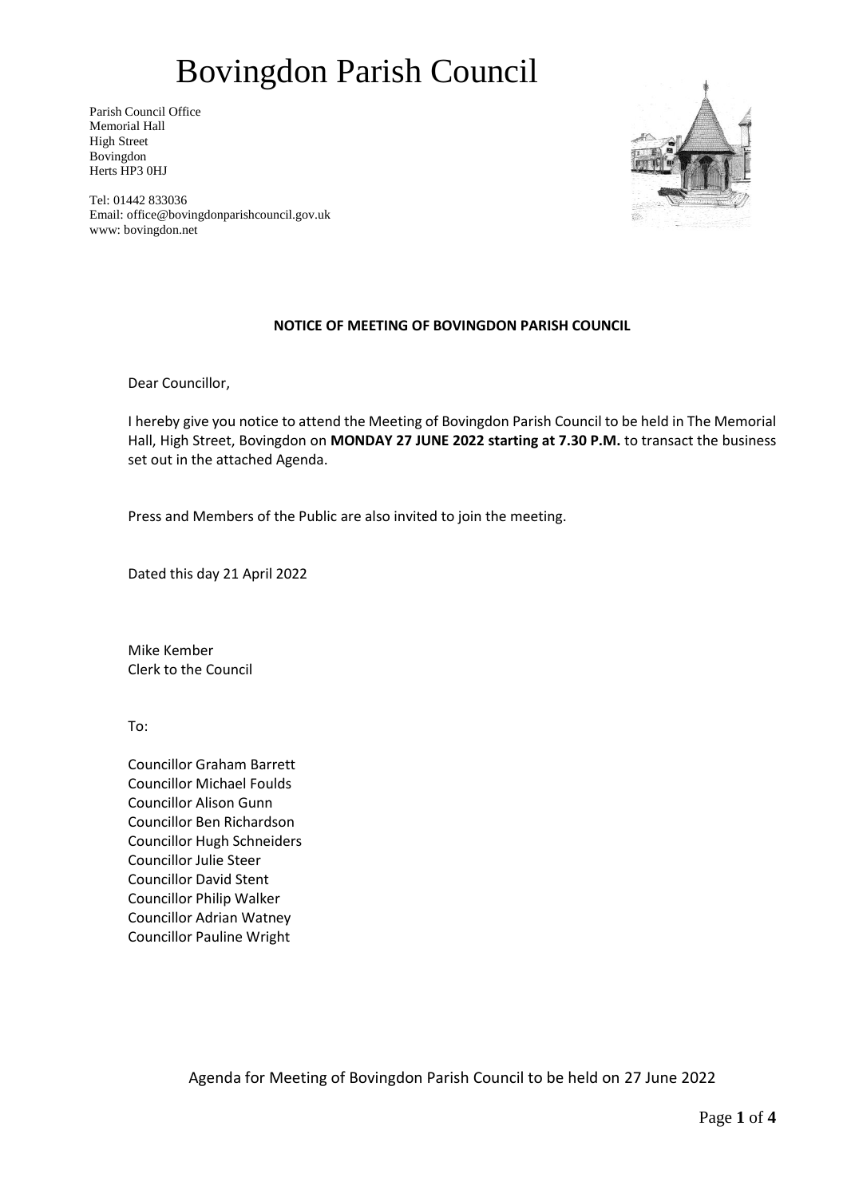# Bovingdon Parish Council

Parish Council Office
Memorial Hall
High Street
Bovingdon
Herts HP3 0HJ

Tel: 01442 833036
Email: office@bovingdonparishcouncil.gov.uk
www: bovingdon.net

**NOTICE OF MEETING OF BOVINGDON PARISH COUNCIL**

Dear Councillor,

I hereby give you notice to attend the Meeting of Bovingdon Parish Council to be held in The Memorial Hall, High Street, Bovingdon on **MONDAY 27 JUNE 2022 starting at 7.30 P.M.** to transact the business set out in the attached Agenda.

Press and Members of the Public are also invited to join the meeting.

Dated this day 21 April 2022

Mike Kember
Clerk to the Council

To:

Councillor Graham Barrett
Councillor Michael Foulds
Councillor Alison Gunn
Councillor Ben Richardson
Councillor Hugh Schneiders
Councillor Julie Steer
Councillor David Stent
Councillor Philip Walker
Councillor Adrian Watney
Councillor Pauline Wright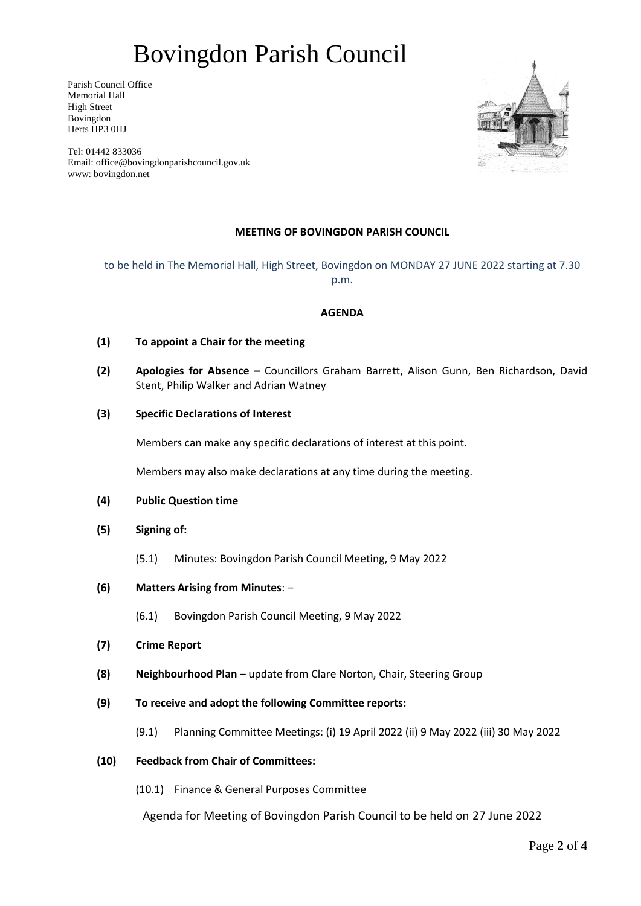# Bovingdon Parish Council

Parish Council Office
Memorial Hall
High Street
Bovingdon
Herts HP3 0HJ

Tel: 01442 833036
Email: office@bovingdonparishcouncil.gov.uk
www: bovingdon.net

**MEETING OF BOVINGDON PARISH COUNCIL**

to be held in The Memorial Hall, High Street, Bovingdon on MONDAY 27 JUNE 2022 starting at 7.30 p.m.

**AGENDA**

**(1) To appoint a Chair for the meeting**

**(2) Apologies for Absence –** Councillors Graham Barrett, Alison Gunn, Ben Richardson, David Stent, Philip Walker and Adrian Watney

**(3) Specific Declarations of Interest**

Members can make any specific declarations of interest at this point.

Members may also make declarations at any time during the meeting.

**(4) Public Question time**

**(5) Signing of:**

(5.1) Minutes: Bovingdon Parish Council Meeting, 9 May 2022

**(6) Matters Arising from Minutes**: –

(6.1) Bovingdon Parish Council Meeting, 9 May 2022

**(7) Crime Report**

**(8) Neighbourhood Plan** – update from Clare Norton, Chair, Steering Group

**(9) To receive and adopt the following Committee reports:**

(9.1) Planning Committee Meetings: (i) 19 April 2022 (ii) 9 May 2022 (iii) 30 May 2022

**(10) Feedback from Chair of Committees:**

(10.1) Finance & General Purposes Committee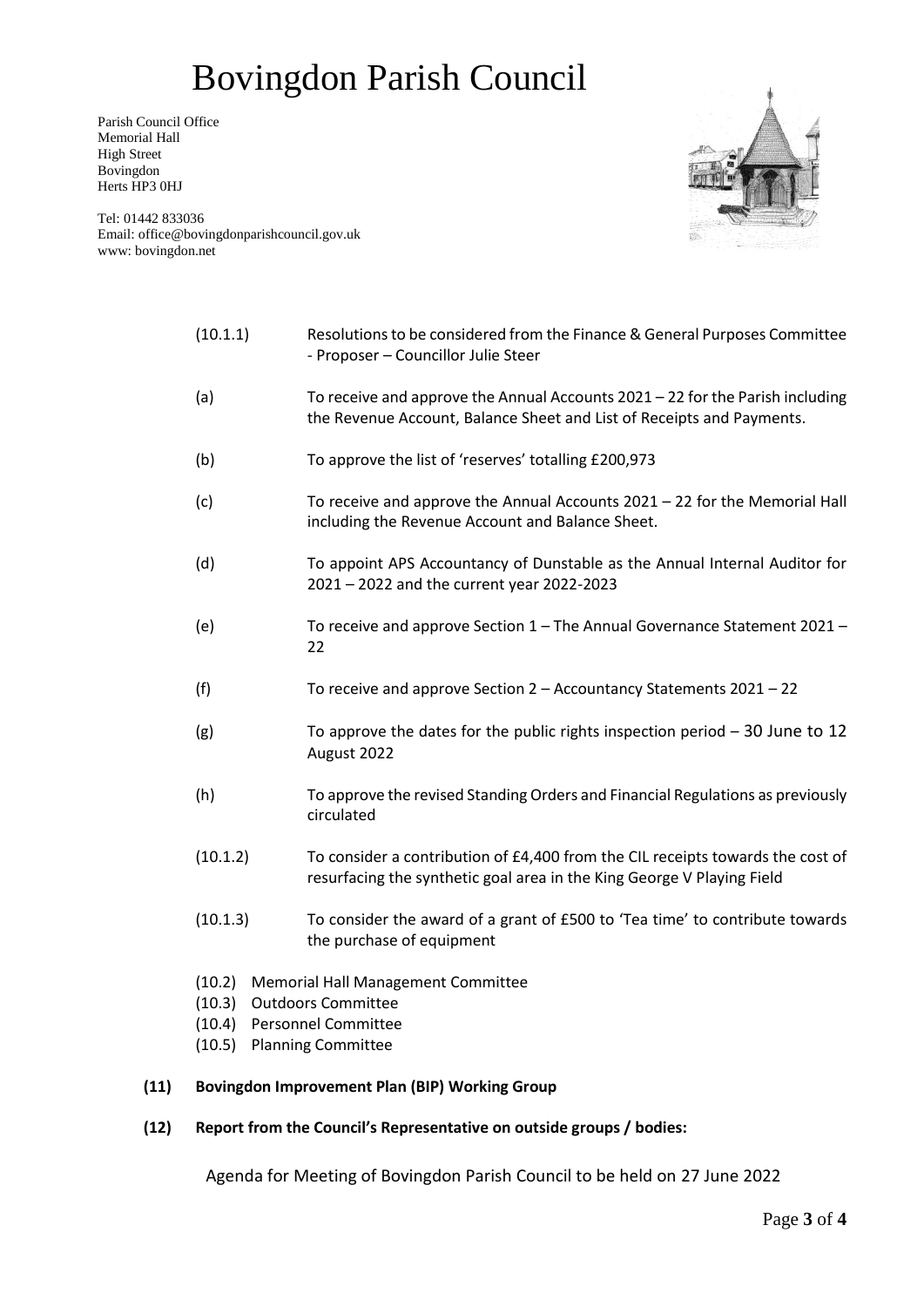# Bovingdon Parish Council

Parish Council Office
Memorial Hall
High Street
Bovingdon
Herts HP3 0HJ

Tel: 01442 833036
Email: office@bovingdonparishcouncil.gov.uk
www: bovingdon.net

(10.1.1) Resolutions to be considered from the Finance & General Purposes Committee - Proposer – Councillor Julie Steer

(a) To receive and approve the Annual Accounts 2021 – 22 for the Parish including the Revenue Account, Balance Sheet and List of Receipts and Payments.

(b) To approve the list of 'reserves' totalling £200,973

(c) To receive and approve the Annual Accounts 2021 – 22 for the Memorial Hall including the Revenue Account and Balance Sheet.

(d) To appoint APS Accountancy of Dunstable as the Annual Internal Auditor for 2021 – 2022 and the current year 2022-2023

(e) To receive and approve Section 1 – The Annual Governance Statement 2021 – 22

(f) To receive and approve Section 2 – Accountancy Statements 2021 – 22

(g) To approve the dates for the public rights inspection period – 30 June to 12 August 2022

(h) To approve the revised Standing Orders and Financial Regulations as previously circulated

(10.1.2) To consider a contribution of £4,400 from the CIL receipts towards the cost of resurfacing the synthetic goal area in the King George V Playing Field

(10.1.3) To consider the award of a grant of £500 to 'Tea time' to contribute towards the purchase of equipment

(10.2) Memorial Hall Management Committee
(10.3) Outdoors Committee
(10.4) Personnel Committee
(10.5) Planning Committee

**(11) Bovingdon Improvement Plan (BIP) Working Group**

**(12) Report from the Council's Representative on outside groups / bodies:**

Agenda for Meeting of Bovingdon Parish Council to be held on 27 June 2022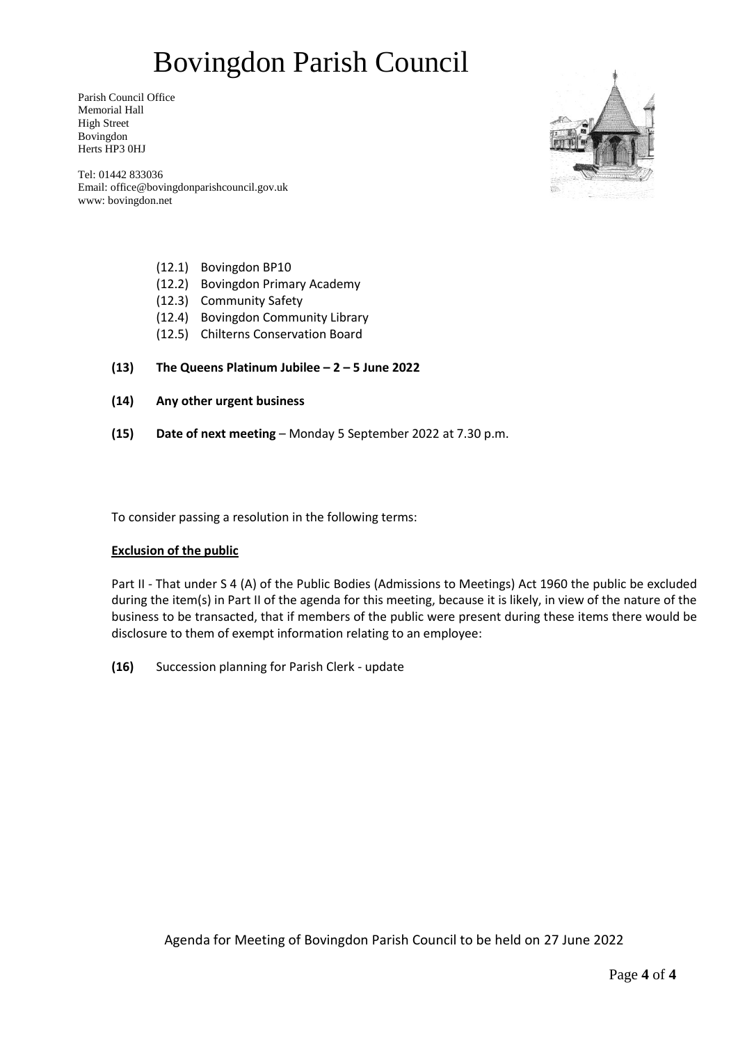# Bovingdon Parish Council

Parish Council Office
Memorial Hall
High Street
Bovingdon
Herts HP3 0HJ

Tel: 01442 833036
Email: office@bovingdonparishcouncil.gov.uk
www: bovingdon.net

- (12.1) Bovingdon BP10
- (12.2) Bovingdon Primary Academy
- (12.3) Community Safety
- (12.4) Bovingdon Community Library
- (12.5) Chilterns Conservation Board

**(13) The Queens Platinum Jubilee – 2 – 5 June 2022**

**(14) Any other urgent business**

**(15) Date of next meeting** – Monday 5 September 2022 at 7.30 p.m.

To consider passing a resolution in the following terms:

**Exclusion of the public**

Part II - That under S 4 (A) of the Public Bodies (Admissions to Meetings) Act 1960 the public be excluded during the item(s) in Part II of the agenda for this meeting, because it is likely, in view of the nature of the business to be transacted, that if members of the public were present during these items there would be disclosure to them of exempt information relating to an employee:

**(16)** Succession planning for Parish Clerk - update

Agenda for Meeting of Bovingdon Parish Council to be held on 27 June 2022